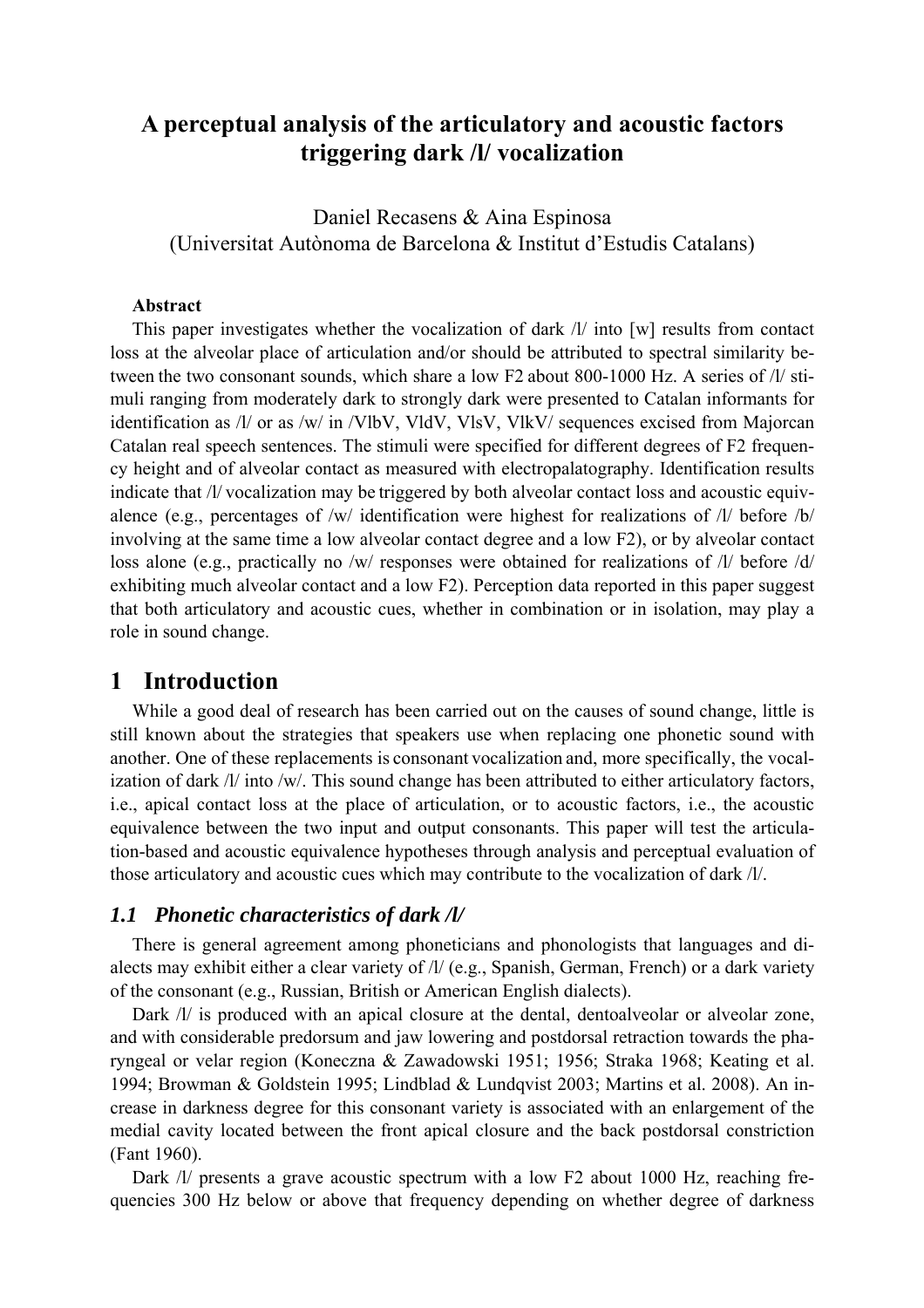# A perceptual analysis of the articulatory and acoustic factors triggering dark /l/ vocalization

Daniel Recasens & Aina Espinosa
(Universitat Autònoma de Barcelona & Institut d'Estudis Catalans)

**Abstract**

This paper investigates whether the vocalization of dark /l/ into [w] results from contact loss at the alveolar place of articulation and/or should be attributed to spectral similarity between the two consonant sounds, which share a low F2 about 800-1000 Hz. A series of /l/ stimuli ranging from moderately dark to strongly dark were presented to Catalan informants for identification as /l/ or as /w/ in /VlbV, VldV, VlsV, VlkV/ sequences excised from Majorcan Catalan real speech sentences. The stimuli were specified for different degrees of F2 frequency height and of alveolar contact as measured with electropalatography. Identification results indicate that /l/ vocalization may be triggered by both alveolar contact loss and acoustic equivalence (e.g., percentages of /w/ identification were highest for realizations of /l/ before /b/ involving at the same time a low alveolar contact degree and a low F2), or by alveolar contact loss alone (e.g., practically no /w/ responses were obtained for realizations of /l/ before /d/ exhibiting much alveolar contact and a low F2). Perception data reported in this paper suggest that both articulatory and acoustic cues, whether in combination or in isolation, may play a role in sound change.

## 1 Introduction

While a good deal of research has been carried out on the causes of sound change, little is still known about the strategies that speakers use when replacing one phonetic sound with another. One of these replacements is consonant vocalization and, more specifically, the vocalization of dark /l/ into /w/. This sound change has been attributed to either articulatory factors, i.e., apical contact loss at the place of articulation, or to acoustic factors, i.e., the acoustic equivalence between the two input and output consonants. This paper will test the articulation-based and acoustic equivalence hypotheses through analysis and perceptual evaluation of those articulatory and acoustic cues which may contribute to the vocalization of dark /l/.

### *1.1 Phonetic characteristics of dark /l/*

There is general agreement among phoneticians and phonologists that languages and dialects may exhibit either a clear variety of /l/ (e.g., Spanish, German, French) or a dark variety of the consonant (e.g., Russian, British or American English dialects).

Dark /l/ is produced with an apical closure at the dental, dentoalveolar or alveolar zone, and with considerable predorsum and jaw lowering and postdorsal retraction towards the pharyngeal or velar region (Koneczna & Zawadowski 1951; 1956; Straka 1968; Keating et al. 1994; Browman & Goldstein 1995; Lindblad & Lundqvist 2003; Martins et al. 2008). An increase in darkness degree for this consonant variety is associated with an enlargement of the medial cavity located between the front apical closure and the back postdorsal constriction (Fant 1960).

Dark /l/ presents a grave acoustic spectrum with a low F2 about 1000 Hz, reaching frequencies 300 Hz below or above that frequency depending on whether degree of darkness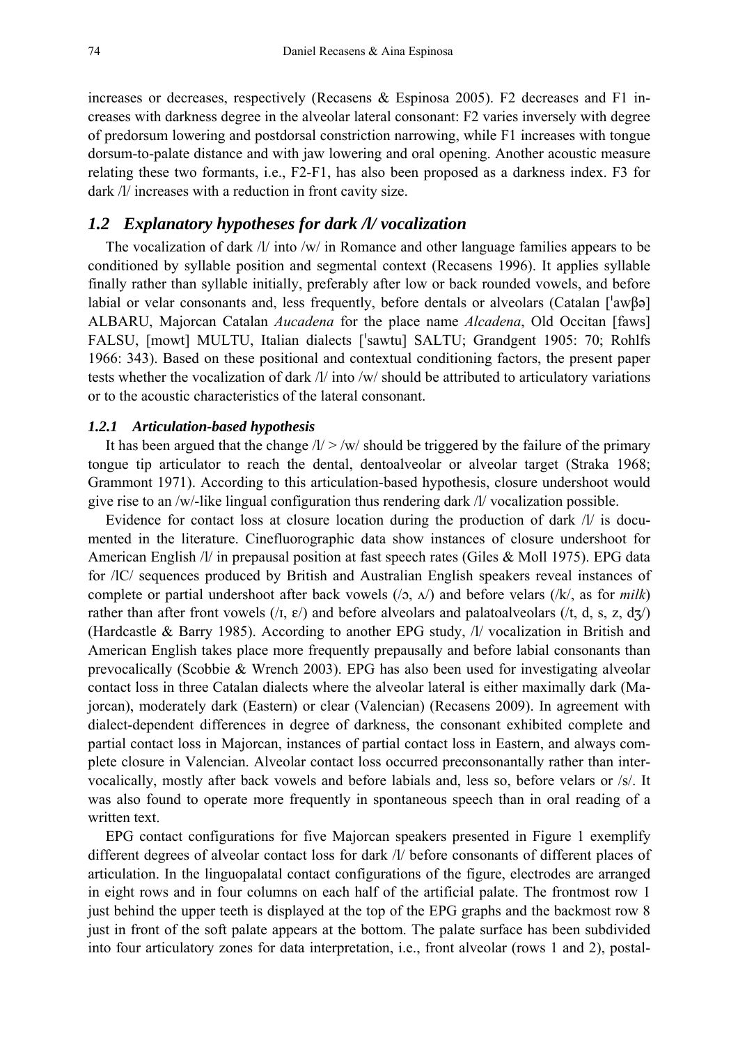increases or decreases, respectively (Recasens & Espinosa 2005). F2 decreases and F1 increases with darkness degree in the alveolar lateral consonant: F2 varies inversely with degree of predorsum lowering and postdorsal constriction narrowing, while F1 increases with tongue dorsum-to-palate distance and with jaw lowering and oral opening. Another acoustic measure relating these two formants, i.e., F2-F1, has also been proposed as a darkness index. F3 for dark /l/ increases with a reduction in front cavity size.

## *1.2 Explanatory hypotheses for dark /l/ vocalization*

The vocalization of dark /l/ into /w/ in Romance and other language families appears to be conditioned by syllable position and segmental context (Recasens 1996). It applies syllable finally rather than syllable initially, preferably after low or back rounded vowels, and before labial or velar consonants and, less frequently, before dentals or alveolars (Catalan [ˈawβə] ALBARU, Majorcan Catalan *Aucadena* for the place name *Alcadena*, Old Occitan [faws] FALSU, [mowt] MULTU, Italian dialects [ˈsawtu] SALTU; Grandgent 1905: 70; Rohlfs 1966: 343). Based on these positional and contextual conditioning factors, the present paper tests whether the vocalization of dark /l/ into /w/ should be attributed to articulatory variations or to the acoustic characteristics of the lateral consonant.

### *1.2.1 Articulation-based hypothesis*

It has been argued that the change /l/ > /w/ should be triggered by the failure of the primary tongue tip articulator to reach the dental, dentoalveolar or alveolar target (Straka 1968; Grammont 1971). According to this articulation-based hypothesis, closure undershoot would give rise to an /w/-like lingual configuration thus rendering dark /l/ vocalization possible.

Evidence for contact loss at closure location during the production of dark /l/ is documented in the literature. Cinefluorographic data show instances of closure undershoot for American English /l/ in prepausal position at fast speech rates (Giles & Moll 1975). EPG data for /lC/ sequences produced by British and Australian English speakers reveal instances of complete or partial undershoot after back vowels (/ɔ, ʌ/) and before velars (/k/, as for *milk*) rather than after front vowels (/ɪ, ɛ/) and before alveolars and palatoalveolars (/t, d, s, z, dʒ/) (Hardcastle & Barry 1985). According to another EPG study, /l/ vocalization in British and American English takes place more frequently prepausally and before labial consonants than prevocalically (Scobbie & Wrench 2003). EPG has also been used for investigating alveolar contact loss in three Catalan dialects where the alveolar lateral is either maximally dark (Majorcan), moderately dark (Eastern) or clear (Valencian) (Recasens 2009). In agreement with dialect-dependent differences in degree of darkness, the consonant exhibited complete and partial contact loss in Majorcan, instances of partial contact loss in Eastern, and always complete closure in Valencian. Alveolar contact loss occurred preconsonantally rather than intervocalically, mostly after back vowels and before labials and, less so, before velars or /s/. It was also found to operate more frequently in spontaneous speech than in oral reading of a written text.

EPG contact configurations for five Majorcan speakers presented in Figure 1 exemplify different degrees of alveolar contact loss for dark /l/ before consonants of different places of articulation. In the linguopalatal contact configurations of the figure, electrodes are arranged in eight rows and in four columns on each half of the artificial palate. The frontmost row 1 just behind the upper teeth is displayed at the top of the EPG graphs and the backmost row 8 just in front of the soft palate appears at the bottom. The palate surface has been subdivided into four articulatory zones for data interpretation, i.e., front alveolar (rows 1 and 2), postal-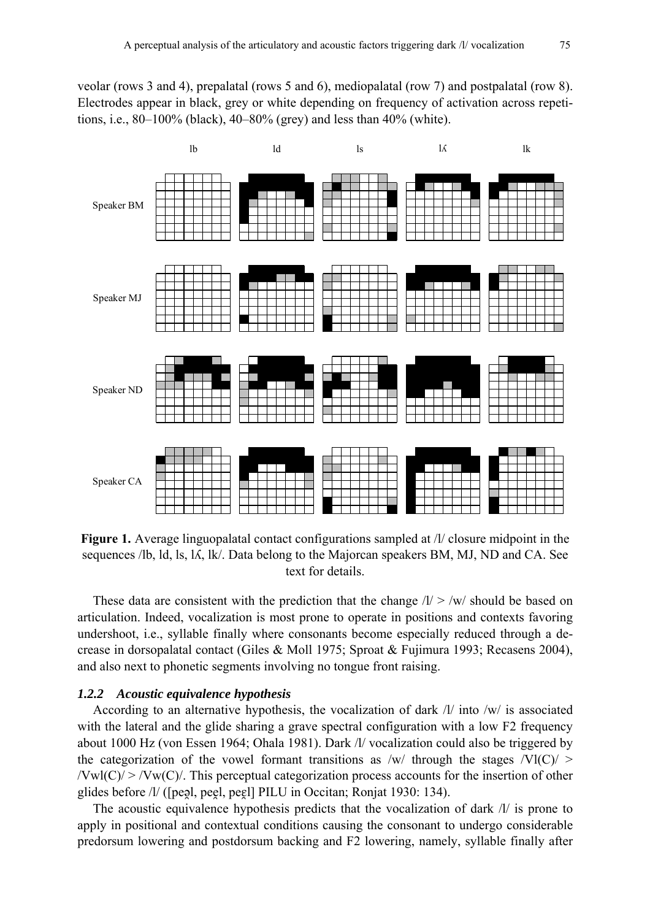veolar (rows 3 and 4), prepalatal (rows 5 and 6), mediopalatal (row 7) and postpalatal (row 8). Electrodes appear in black, grey or white depending on frequency of activation across repetitions, i.e., 80–100% (black), 40–80% (grey) and less than 40% (white).

**Figure 1.** Average linguopalatal contact configurations sampled at /l/ closure midpoint in the sequences /lb, ld, ls, lʎ, lk/. Data belong to the Majorcan speakers BM, MJ, ND and CA. See text for details.

These data are consistent with the prediction that the change /l/ > /w/ should be based on articulation. Indeed, vocalization is most prone to operate in positions and contexts favoring undershoot, i.e., syllable finally where consonants become especially reduced through a decrease in dorsopalatal contact (Giles & Moll 1975; Sproat & Fujimura 1993; Recasens 2004), and also next to phonetic segments involving no tongue front raising.

### *1.2.2 Acoustic equivalence hypothesis*

According to an alternative hypothesis, the vocalization of dark /l/ into /w/ is associated with the lateral and the glide sharing a grave spectral configuration with a low F2 frequency about 1000 Hz (von Essen 1964; Ohala 1981). Dark /l/ vocalization could also be triggered by the categorization of the vowel formant transitions as /w/ through the stages /Vl(C)/ > /Vwl(C)/ > /Vw(C)/. This perceptual categorization process accounts for the insertion of other glides before /l/ ([pea̯l, peɐ̯l, peɛ̯l] PILU in Occitan; Ronjat 1930: 134).

The acoustic equivalence hypothesis predicts that the vocalization of dark /l/ is prone to apply in positional and contextual conditions causing the consonant to undergo considerable predorsum lowering and postdorsum backing and F2 lowering, namely, syllable finally after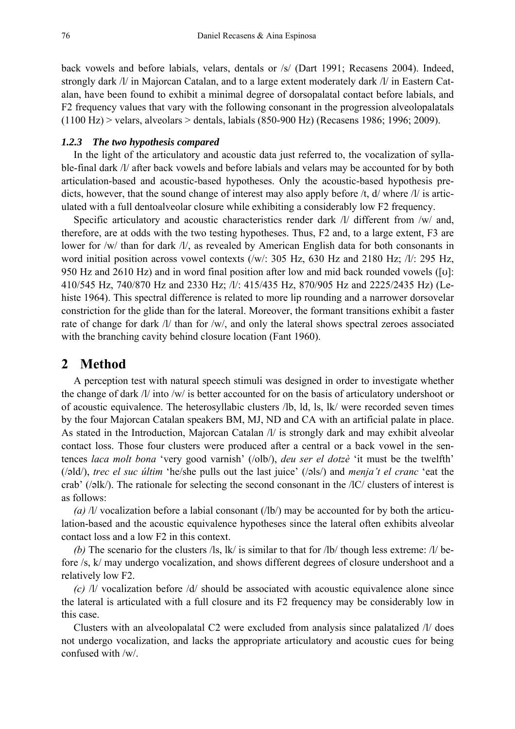back vowels and before labials, velars, dentals or /s/ (Dart 1991; Recasens 2004). Indeed, strongly dark /l/ in Majorcan Catalan, and to a large extent moderately dark /l/ in Eastern Catalan, have been found to exhibit a minimal degree of dorsopalatal contact before labials, and F2 frequency values that vary with the following consonant in the progression alveolopalatals (1100 Hz) > velars, alveolars > dentals, labials (850-900 Hz) (Recasens 1986; 1996; 2009).

### *1.2.3 The two hypothesis compared*

In the light of the articulatory and acoustic data just referred to, the vocalization of syllable-final dark /l/ after back vowels and before labials and velars may be accounted for by both articulation-based and acoustic-based hypotheses. Only the acoustic-based hypothesis predicts, however, that the sound change of interest may also apply before /t, d/ where /l/ is articulated with a full dentoalveolar closure while exhibiting a considerably low F2 frequency.

Specific articulatory and acoustic characteristics render dark /l/ different from /w/ and, therefore, are at odds with the two testing hypotheses. Thus, F2 and, to a large extent, F3 are lower for /w/ than for dark /l/, as revealed by American English data for both consonants in word initial position across vowel contexts (/w/: 305 Hz, 630 Hz and 2180 Hz; /l/: 295 Hz, 950 Hz and 2610 Hz) and in word final position after low and mid back rounded vowels ([ʊ]: 410/545 Hz, 740/870 Hz and 2330 Hz; /l/: 415/435 Hz, 870/905 Hz and 2225/2435 Hz) (Lehiste 1964). This spectral difference is related to more lip rounding and a narrower dorsovelar constriction for the glide than for the lateral. Moreover, the formant transitions exhibit a faster rate of change for dark /l/ than for /w/, and only the lateral shows spectral zeroes associated with the branching cavity behind closure location (Fant 1960).

## 2 Method

A perception test with natural speech stimuli was designed in order to investigate whether the change of dark /l/ into /w/ is better accounted for on the basis of articulatory undershoot or of acoustic equivalence. The heterosyllabic clusters /lb, ld, ls, lk/ were recorded seven times by the four Majorcan Catalan speakers BM, MJ, ND and CA with an artificial palate in place. As stated in the Introduction, Majorcan Catalan /l/ is strongly dark and may exhibit alveolar contact loss. Those four clusters were produced after a central or a back vowel in the sentences *laca molt bona* 'very good varnish' (/olb/), *deu ser el dotzè* 'it must be the twelfth' (/əld/), *trec el suc últim* 'he/she pulls out the last juice' (/əls/) and *menja't el cranc* 'eat the crab' (/əlk/). The rationale for selecting the second consonant in the /lC/ clusters of interest is as follows:

*(a)* /l/ vocalization before a labial consonant (/lb/) may be accounted for by both the articulation-based and the acoustic equivalence hypotheses since the lateral often exhibits alveolar contact loss and a low F2 in this context.

*(b)* The scenario for the clusters /ls, lk/ is similar to that for /lb/ though less extreme: /l/ before /s, k/ may undergo vocalization, and shows different degrees of closure undershoot and a relatively low F2.

*(c)* /l/ vocalization before /d/ should be associated with acoustic equivalence alone since the lateral is articulated with a full closure and its F2 frequency may be considerably low in this case.

Clusters with an alveolopalatal C2 were excluded from analysis since palatalized /l/ does not undergo vocalization, and lacks the appropriate articulatory and acoustic cues for being confused with /w/.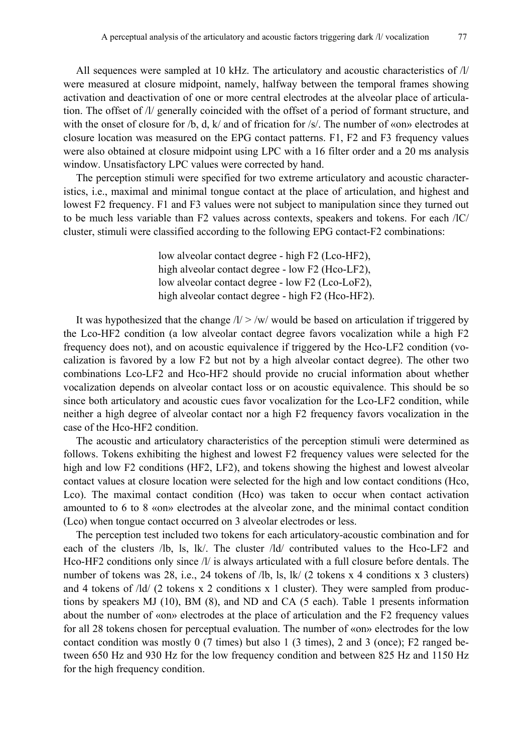All sequences were sampled at 10 kHz. The articulatory and acoustic characteristics of /l/ were measured at closure midpoint, namely, halfway between the temporal frames showing activation and deactivation of one or more central electrodes at the alveolar place of articulation. The offset of /l/ generally coincided with the offset of a period of formant structure, and with the onset of closure for /b, d, k/ and of frication for /s/. The number of «on» electrodes at closure location was measured on the EPG contact patterns. F1, F2 and F3 frequency values were also obtained at closure midpoint using LPC with a 16 filter order and a 20 ms analysis window. Unsatisfactory LPC values were corrected by hand.

The perception stimuli were specified for two extreme articulatory and acoustic characteristics, i.e., maximal and minimal tongue contact at the place of articulation, and highest and lowest F2 frequency. F1 and F3 values were not subject to manipulation since they turned out to be much less variable than F2 values across contexts, speakers and tokens. For each /lC/ cluster, stimuli were classified according to the following EPG contact-F2 combinations:

> low alveolar contact degree - high F2 (Lco-HF2),
> high alveolar contact degree - low F2 (Hco-LF2),
> low alveolar contact degree - low F2 (Lco-LoF2),
> high alveolar contact degree - high F2 (Hco-HF2).

It was hypothesized that the change /l/ > /w/ would be based on articulation if triggered by the Lco-HF2 condition (a low alveolar contact degree favors vocalization while a high F2 frequency does not), and on acoustic equivalence if triggered by the Hco-LF2 condition (vocalization is favored by a low F2 but not by a high alveolar contact degree). The other two combinations Lco-LF2 and Hco-HF2 should provide no crucial information about whether vocalization depends on alveolar contact loss or on acoustic equivalence. This should be so since both articulatory and acoustic cues favor vocalization for the Lco-LF2 condition, while neither a high degree of alveolar contact nor a high F2 frequency favors vocalization in the case of the Hco-HF2 condition.

The acoustic and articulatory characteristics of the perception stimuli were determined as follows. Tokens exhibiting the highest and lowest F2 frequency values were selected for the high and low F2 conditions (HF2, LF2), and tokens showing the highest and lowest alveolar contact values at closure location were selected for the high and low contact conditions (Hco, Lco). The maximal contact condition (Hco) was taken to occur when contact activation amounted to 6 to 8 «on» electrodes at the alveolar zone, and the minimal contact condition (Lco) when tongue contact occurred on 3 alveolar electrodes or less.

The perception test included two tokens for each articulatory-acoustic combination and for each of the clusters /lb, ls, lk/. The cluster /ld/ contributed values to the Hco-LF2 and Hco-HF2 conditions only since /l/ is always articulated with a full closure before dentals. The number of tokens was 28, i.e., 24 tokens of /lb, ls, lk/ (2 tokens x 4 conditions x 3 clusters) and 4 tokens of /ld/ (2 tokens x 2 conditions x 1 cluster). They were sampled from productions by speakers MJ (10), BM (8), and ND and CA (5 each). Table 1 presents information about the number of «on» electrodes at the place of articulation and the F2 frequency values for all 28 tokens chosen for perceptual evaluation. The number of «on» electrodes for the low contact condition was mostly 0 (7 times) but also 1 (3 times), 2 and 3 (once); F2 ranged between 650 Hz and 930 Hz for the low frequency condition and between 825 Hz and 1150 Hz for the high frequency condition.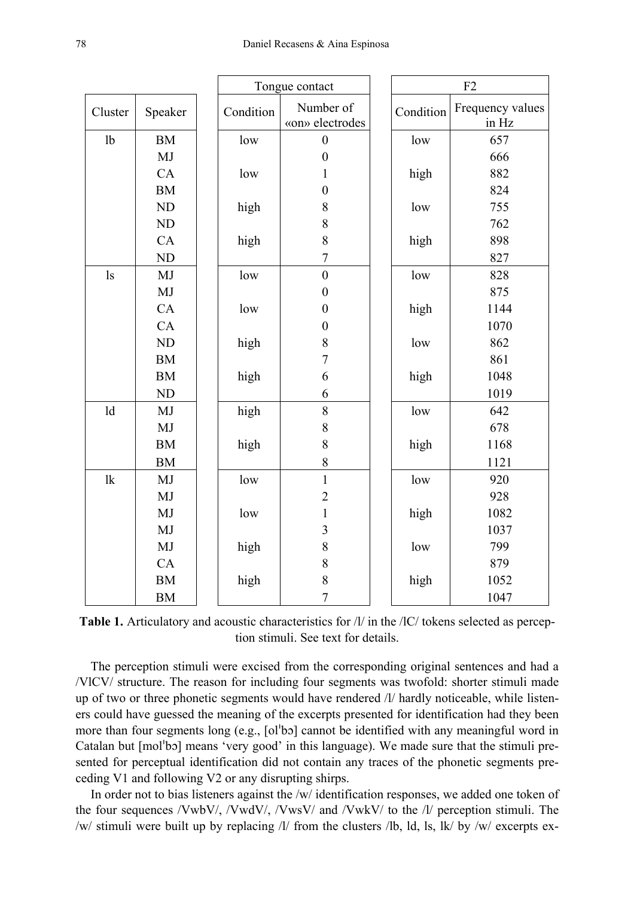| | | Tongue contact | | F2 | |
|---|---|---|---|---|---|
| Cluster | Speaker | Condition | Number of «on» electrodes | Condition | Frequency values in Hz |
| lb | BM | low | 0 | low | 657 |
| | MJ | | 0 | | 666 |
| | CA | low | 1 | high | 882 |
| | BM | | 0 | | 824 |
| | ND | high | 8 | low | 755 |
| | ND | | 8 | | 762 |
| | CA | high | 8 | high | 898 |
| | ND | | 7 | | 827 |
| ls | MJ | low | 0 | low | 828 |
| | MJ | | 0 | | 875 |
| | CA | low | 0 | high | 1144 |
| | CA | | 0 | | 1070 |
| | ND | high | 8 | low | 862 |
| | BM | | 7 | | 861 |
| | BM | high | 6 | high | 1048 |
| | ND | | 6 | | 1019 |
| ld | MJ | high | 8 | low | 642 |
| | MJ | | 8 | | 678 |
| | BM | high | 8 | high | 1168 |
| | BM | | 8 | | 1121 |
| lk | MJ | low | 1 | low | 920 |
| | MJ | | 2 | | 928 |
| | MJ | low | 1 | high | 1082 |
| | MJ | | 3 | | 1037 |
| | MJ | high | 8 | low | 799 |
| | CA | | 8 | | 879 |
| | BM | high | 8 | high | 1052 |
| | BM | | 7 | | 1047 |

**Table 1.** Articulatory and acoustic characteristics for /l/ in the /lC/ tokens selected as perception stimuli. See text for details.

The perception stimuli were excised from the corresponding original sentences and had a /VlCV/ structure. The reason for including four segments was twofold: shorter stimuli made up of two or three phonetic segments would have rendered /l/ hardly noticeable, while listeners could have guessed the meaning of the excerpts presented for identification had they been more than four segments long (e.g., [olˈbɔ] cannot be identified with any meaningful word in Catalan but [molˈbɔ] means 'very good' in this language). We made sure that the stimuli presented for perceptual identification did not contain any traces of the phonetic segments preceding V1 and following V2 or any disrupting shirps.

In order not to bias listeners against the /w/ identification responses, we added one token of the four sequences /VwbV/, /VwdV/, /VwsV/ and /VwkV/ to the /l/ perception stimuli. The /w/ stimuli were built up by replacing /l/ from the clusters /lb, ld, ls, lk/ by /w/ excerpts ex-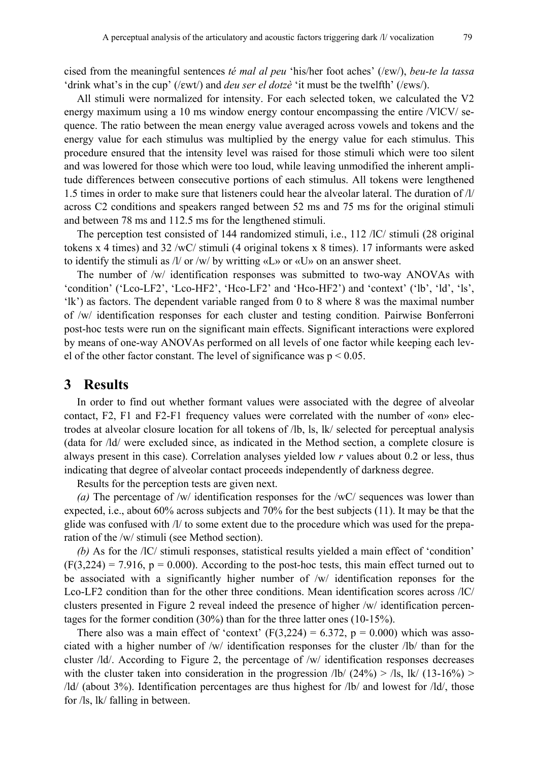cised from the meaningful sentences *té mal al peu* 'his/her foot aches' (/ɛw/), *beu-te la tassa* 'drink what's in the cup' (/ɛwt/) and *deu ser el dotzè* 'it must be the twelfth' (/ɛws/).

All stimuli were normalized for intensity. For each selected token, we calculated the V2 energy maximum using a 10 ms window energy contour encompassing the entire /VlCV/ sequence. The ratio between the mean energy value averaged across vowels and tokens and the energy value for each stimulus was multiplied by the energy value for each stimulus. This procedure ensured that the intensity level was raised for those stimuli which were too silent and was lowered for those which were too loud, while leaving unmodified the inherent amplitude differences between consecutive portions of each stimulus. All tokens were lengthened 1.5 times in order to make sure that listeners could hear the alveolar lateral. The duration of /l/ across C2 conditions and speakers ranged between 52 ms and 75 ms for the original stimuli and between 78 ms and 112.5 ms for the lengthened stimuli.

The perception test consisted of 144 randomized stimuli, i.e., 112 /lC/ stimuli (28 original tokens x 4 times) and 32 /wC/ stimuli (4 original tokens x 8 times). 17 informants were asked to identify the stimuli as /l/ or /w/ by writting «L» or «U» on an answer sheet.

The number of /w/ identification responses was submitted to two-way ANOVAs with 'condition' ('Lco-LF2', 'Lco-HF2', 'Hco-LF2' and 'Hco-HF2') and 'context' ('lb', 'ld', 'ls', 'lk') as factors. The dependent variable ranged from 0 to 8 where 8 was the maximal number of /w/ identification responses for each cluster and testing condition. Pairwise Bonferroni post-hoc tests were run on the significant main effects. Significant interactions were explored by means of one-way ANOVAs performed on all levels of one factor while keeping each level of the other factor constant. The level of significance was $p < 0.05$.

## 3 Results

In order to find out whether formant values were associated with the degree of alveolar contact, F2, F1 and F2-F1 frequency values were correlated with the number of «on» electrodes at alveolar closure location for all tokens of /lb, ls, lk/ selected for perceptual analysis (data for /ld/ were excluded since, as indicated in the Method section, a complete closure is always present in this case). Correlation analyses yielded low $r$ values about 0.2 or less, thus indicating that degree of alveolar contact proceeds independently of darkness degree.

Results for the perception tests are given next.

*(a)* The percentage of /w/ identification responses for the /wC/ sequences was lower than expected, i.e., about 60% across subjects and 70% for the best subjects (11). It may be that the glide was confused with /l/ to some extent due to the procedure which was used for the preparation of the /w/ stimuli (see Method section).

*(b)* As for the /lC/ stimuli responses, statistical results yielded a main effect of 'condition' ($F(3,224) = 7.916$, $p = 0.000$). According to the post-hoc tests, this main effect turned out to be associated with a significantly higher number of /w/ identification reponses for the Lco-LF2 condition than for the other three conditions. Mean identification scores across /lC/ clusters presented in Figure 2 reveal indeed the presence of higher /w/ identification percentages for the former condition (30%) than for the three latter ones (10-15%).

There also was a main effect of 'context' ($F(3,224) = 6.372$, $p = 0.000$) which was associated with a higher number of /w/ identification responses for the cluster /lb/ than for the cluster /ld/. According to Figure 2, the percentage of /w/ identification responses decreases with the cluster taken into consideration in the progression /lb/ (24%) > /ls, lk/ (13-16%) > /ld/ (about 3%). Identification percentages are thus highest for /lb/ and lowest for /ld/, those for /ls, lk/ falling in between.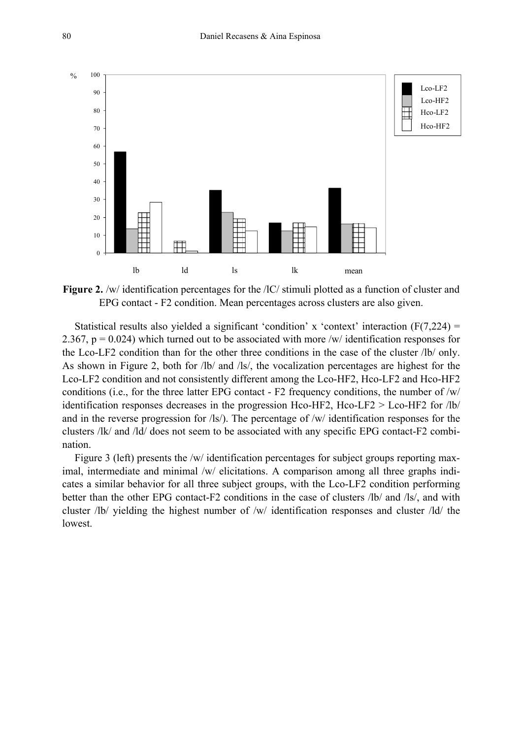**Figure 2.** /w/ identification percentages for the /lC/ stimuli plotted as a function of cluster and EPG contact - F2 condition. Mean percentages across clusters are also given.

Statistical results also yielded a significant 'condition' x 'context' interaction ($F(7,224) = 2.367$, $p = 0.024$) which turned out to be associated with more /w/ identification responses for the Lco-LF2 condition than for the other three conditions in the case of the cluster /lb/ only. As shown in Figure 2, both for /lb/ and /ls/, the vocalization percentages are highest for the Lco-LF2 condition and not consistently different among the Lco-HF2, Hco-LF2 and Hco-HF2 conditions (i.e., for the three latter EPG contact - F2 frequency conditions, the number of /w/ identification responses decreases in the progression Hco-HF2, Hco-LF2 > Lco-HF2 for /lb/ and in the reverse progression for /ls/). The percentage of /w/ identification responses for the clusters /lk/ and /ld/ does not seem to be associated with any specific EPG contact-F2 combination.

Figure 3 (left) presents the /w/ identification percentages for subject groups reporting maximal, intermediate and minimal /w/ elicitations. A comparison among all three graphs indicates a similar behavior for all three subject groups, with the Lco-LF2 condition performing better than the other EPG contact-F2 conditions in the case of clusters /lb/ and /ls/, and with cluster /lb/ yielding the highest number of /w/ identification responses and cluster /ld/ the lowest.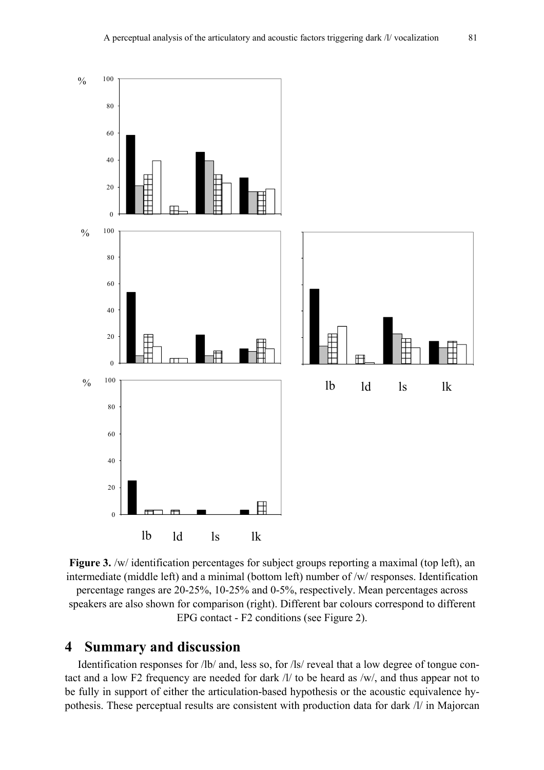**Figure 3.** /w/ identification percentages for subject groups reporting a maximal (top left), an intermediate (middle left) and a minimal (bottom left) number of /w/ responses. Identification percentage ranges are 20-25%, 10-25% and 0-5%, respectively. Mean percentages across speakers are also shown for comparison (right). Different bar colours correspond to different EPG contact - F2 conditions (see Figure 2).

## 4 Summary and discussion

Identification responses for /lb/ and, less so, for /ls/ reveal that a low degree of tongue contact and a low F2 frequency are needed for dark /l/ to be heard as /w/, and thus appear not to be fully in support of either the articulation-based hypothesis or the acoustic equivalence hypothesis. These perceptual results are consistent with production data for dark /l/ in Majorcan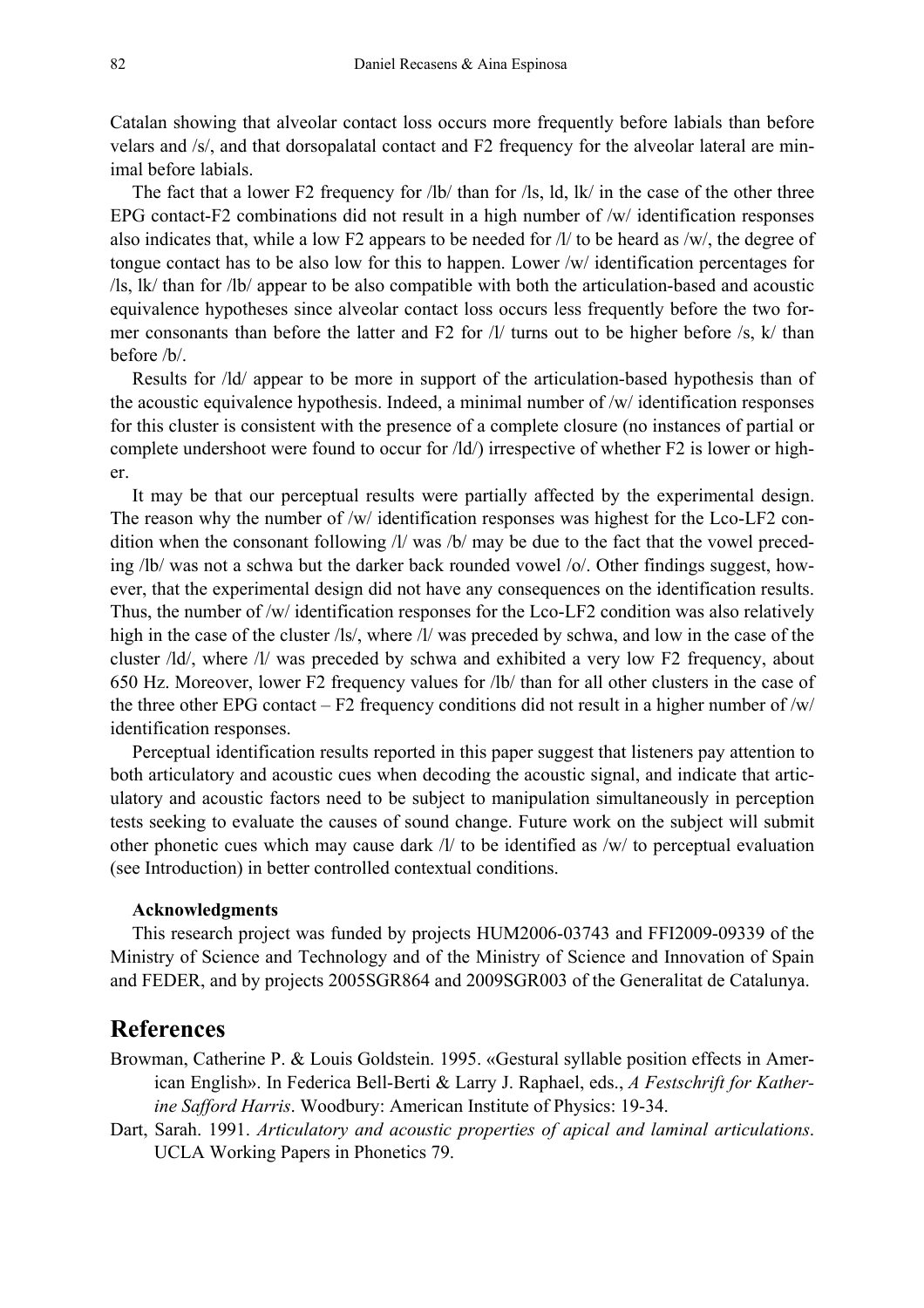Catalan showing that alveolar contact loss occurs more frequently before labials than before velars and /s/, and that dorsopalatal contact and F2 frequency for the alveolar lateral are minimal before labials.

The fact that a lower F2 frequency for /lb/ than for /ls, ld, lk/ in the case of the other three EPG contact-F2 combinations did not result in a high number of /w/ identification responses also indicates that, while a low F2 appears to be needed for /l/ to be heard as /w/, the degree of tongue contact has to be also low for this to happen. Lower /w/ identification percentages for /ls, lk/ than for /lb/ appear to be also compatible with both the articulation-based and acoustic equivalence hypotheses since alveolar contact loss occurs less frequently before the two former consonants than before the latter and F2 for /l/ turns out to be higher before /s, k/ than before /b/.

Results for /ld/ appear to be more in support of the articulation-based hypothesis than of the acoustic equivalence hypothesis. Indeed, a minimal number of /w/ identification responses for this cluster is consistent with the presence of a complete closure (no instances of partial or complete undershoot were found to occur for /ld/) irrespective of whether F2 is lower or higher.

It may be that our perceptual results were partially affected by the experimental design. The reason why the number of /w/ identification responses was highest for the Lco-LF2 condition when the consonant following /l/ was /b/ may be due to the fact that the vowel preceding /lb/ was not a schwa but the darker back rounded vowel /o/. Other findings suggest, however, that the experimental design did not have any consequences on the identification results. Thus, the number of /w/ identification responses for the Lco-LF2 condition was also relatively high in the case of the cluster /ls/, where /l/ was preceded by schwa, and low in the case of the cluster /ld/, where /l/ was preceded by schwa and exhibited a very low F2 frequency, about 650 Hz. Moreover, lower F2 frequency values for /lb/ than for all other clusters in the case of the three other EPG contact – F2 frequency conditions did not result in a higher number of /w/ identification responses.

Perceptual identification results reported in this paper suggest that listeners pay attention to both articulatory and acoustic cues when decoding the acoustic signal, and indicate that articulatory and acoustic factors need to be subject to manipulation simultaneously in perception tests seeking to evaluate the causes of sound change. Future work on the subject will submit other phonetic cues which may cause dark /l/ to be identified as /w/ to perceptual evaluation (see Introduction) in better controlled contextual conditions.

#### Acknowledgments

This research project was funded by projects HUM2006-03743 and FFI2009-09339 of the Ministry of Science and Technology and of the Ministry of Science and Innovation of Spain and FEDER, and by projects 2005SGR864 and 2009SGR003 of the Generalitat de Catalunya.

## References

Browman, Catherine P. & Louis Goldstein. 1995. «Gestural syllable position effects in American English». In Federica Bell-Berti & Larry J. Raphael, eds., *A Festschrift for Katherine Safford Harris*. Woodbury: American Institute of Physics: 19-34.

Dart, Sarah. 1991. *Articulatory and acoustic properties of apical and laminal articulations*. UCLA Working Papers in Phonetics 79.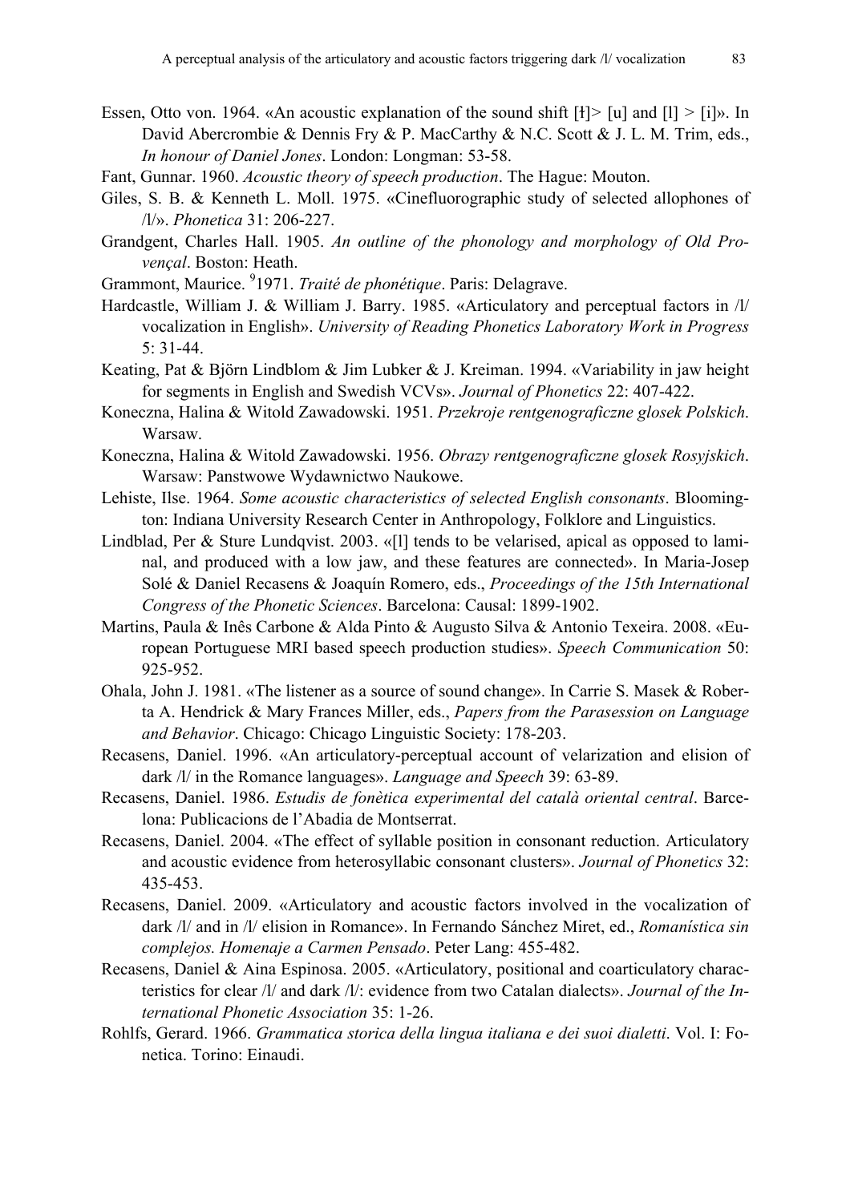Essen, Otto von. 1964. «An acoustic explanation of the sound shift [ɫ]> [u] and [l] > [i]». In David Abercrombie & Dennis Fry & P. MacCarthy & N.C. Scott & J. L. M. Trim, eds., *In honour of Daniel Jones*. London: Longman: 53-58.

Fant, Gunnar. 1960. *Acoustic theory of speech production*. The Hague: Mouton.

Giles, S. B. & Kenneth L. Moll. 1975. «Cinefluorographic study of selected allophones of /l/». *Phonetica* 31: 206-227.

Grandgent, Charles Hall. 1905. *An outline of the phonology and morphology of Old Provençal*. Boston: Heath.

Grammont, Maurice. [9]1971. *Traité de phonétique*. Paris: Delagrave.

Hardcastle, William J. & William J. Barry. 1985. «Articulatory and perceptual factors in /l/ vocalization in English». *University of Reading Phonetics Laboratory Work in Progress* 5: 31-44.

Keating, Pat & Björn Lindblom & Jim Lubker & J. Kreiman. 1994. «Variability in jaw height for segments in English and Swedish VCVs». *Journal of Phonetics* 22: 407-422.

Koneczna, Halina & Witold Zawadowski. 1951. *Przekroje rentgenograficzne glosek Polskich*. Warsaw.

Koneczna, Halina & Witold Zawadowski. 1956. *Obrazy rentgenograficzne glosek Rosyjskich*. Warsaw: Panstwowe Wydawnictwo Naukowe.

Lehiste, Ilse. 1964. *Some acoustic characteristics of selected English consonants*. Bloomington: Indiana University Research Center in Anthropology, Folklore and Linguistics.

Lindblad, Per & Sture Lundqvist. 2003. «[l] tends to be velarised, apical as opposed to laminal, and produced with a low jaw, and these features are connected». In Maria-Josep Solé & Daniel Recasens & Joaquín Romero, eds., *Proceedings of the 15th International Congress of the Phonetic Sciences*. Barcelona: Causal: 1899-1902.

Martins, Paula & Inês Carbone & Alda Pinto & Augusto Silva & Antonio Texeira. 2008. «European Portuguese MRI based speech production studies». *Speech Communication* 50: 925-952.

Ohala, John J. 1981. «The listener as a source of sound change». In Carrie S. Masek & Roberta A. Hendrick & Mary Frances Miller, eds., *Papers from the Parasession on Language and Behavior*. Chicago: Chicago Linguistic Society: 178-203.

Recasens, Daniel. 1996. «An articulatory-perceptual account of velarization and elision of dark /l/ in the Romance languages». *Language and Speech* 39: 63-89.

Recasens, Daniel. 1986. *Estudis de fonètica experimental del català oriental central*. Barcelona: Publicacions de l'Abadia de Montserrat.

Recasens, Daniel. 2004. «The effect of syllable position in consonant reduction. Articulatory and acoustic evidence from heterosyllabic consonant clusters». *Journal of Phonetics* 32: 435-453.

Recasens, Daniel. 2009. «Articulatory and acoustic factors involved in the vocalization of dark /l/ and in /l/ elision in Romance». In Fernando Sánchez Miret, ed., *Romanística sin complejos. Homenaje a Carmen Pensado*. Peter Lang: 455-482.

Recasens, Daniel & Aina Espinosa. 2005. «Articulatory, positional and coarticulatory characteristics for clear /l/ and dark /l/: evidence from two Catalan dialects». *Journal of the International Phonetic Association* 35: 1-26.

Rohlfs, Gerard. 1966. *Grammatica storica della lingua italiana e dei suoi dialetti*. Vol. I: Fonetica. Torino: Einaudi.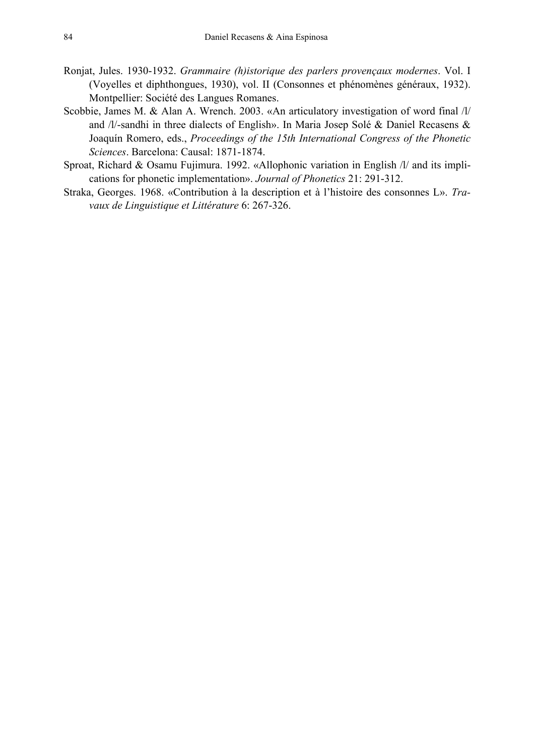Ronjat, Jules. 1930-1932. *Grammaire (h)istorique des parlers provençaux modernes*. Vol. I (Voyelles et diphthongues, 1930), vol. II (Consonnes et phénomènes généraux, 1932). Montpellier: Société des Langues Romanes.

Scobbie, James M. & Alan A. Wrench. 2003. «An articulatory investigation of word final /l/ and /l/-sandhi in three dialects of English». In Maria Josep Solé & Daniel Recasens & Joaquín Romero, eds., *Proceedings of the 15th International Congress of the Phonetic Sciences*. Barcelona: Causal: 1871-1874.

Sproat, Richard & Osamu Fujimura. 1992. «Allophonic variation in English /l/ and its implications for phonetic implementation». *Journal of Phonetics* 21: 291-312.

Straka, Georges. 1968. «Contribution à la description et à l'histoire des consonnes L». *Travaux de Linguistique et Littérature* 6: 267-326.